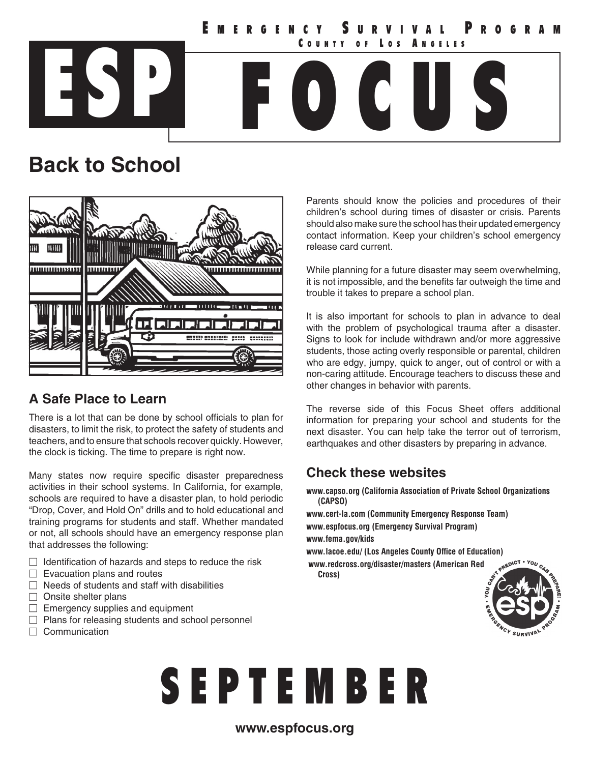# EMERGENCY SURVIVAL PROGRAM

COUNTY OF LOS ANGELES

# ESP FOCUS

## Back to School

### A Safe Place to Learn

There is a lot that can be done by school officials to plan for disasters, to limit the risk, to protect the safety of students and teachers, and to ensure that schools recover quickly. However, the clock is ticking. The time to prepare is right now.

Many states now require specific disaster preparedness activities in their school systems. In California, for example, schools are required to have a disaster plan, to hold periodic "Drop, Cover, and Hold On" drills and to hold educational and training programs for students and staff. Whether mandated or not, all schools should have an emergency response plan that addresses the following:

- ☐ Identification of hazards and steps to reduce the risk
- ☐ Evacuation plans and routes
- ☐ Needs of students and staff with disabilities
- ☐ Onsite shelter plans
- ☐ Emergency supplies and equipment
- ☐ Plans for releasing students and school personnel
- ☐ Communication

Parents should know the policies and procedures of their children's school during times of disaster or crisis. Parents should also make sure the school has their updated emergency contact information. Keep your children's school emergency release card current.

While planning for a future disaster may seem overwhelming, it is not impossible, and the benefits far outweigh the time and trouble it takes to prepare a school plan.

It is also important for schools to plan in advance to deal with the problem of psychological trauma after a disaster. Signs to look for include withdrawn and/or more aggressive students, those acting overly responsible or parental, children who are edgy, jumpy, quick to anger, out of control or with a non-caring attitude. Encourage teachers to discuss these and other changes in behavior with parents.

The reverse side of this Focus Sheet offers additional information for preparing your school and students for the next disaster. You can help take the terror out of terrorism, earthquakes and other disasters by preparing in advance.

### Check these websites

**www.capso.org (California Association of Private School Organizations (CAPSO)**

**www.cert-la.com (Community Emergency Response Team)**

**www.espfocus.org (Emergency Survival Program)**

**www.fema.gov/kids**

**www.lacoe.edu/ (Los Angeles County Office of Education)**

**www.redcross.org/disaster/masters (American Red Cross)**

YOU CAN'T PREDICT • YOU CAN PREPARE! • EMERGENCY SURVIVAL PROGRAM • esp

# SEPTEMBER

**www.espfocus.org**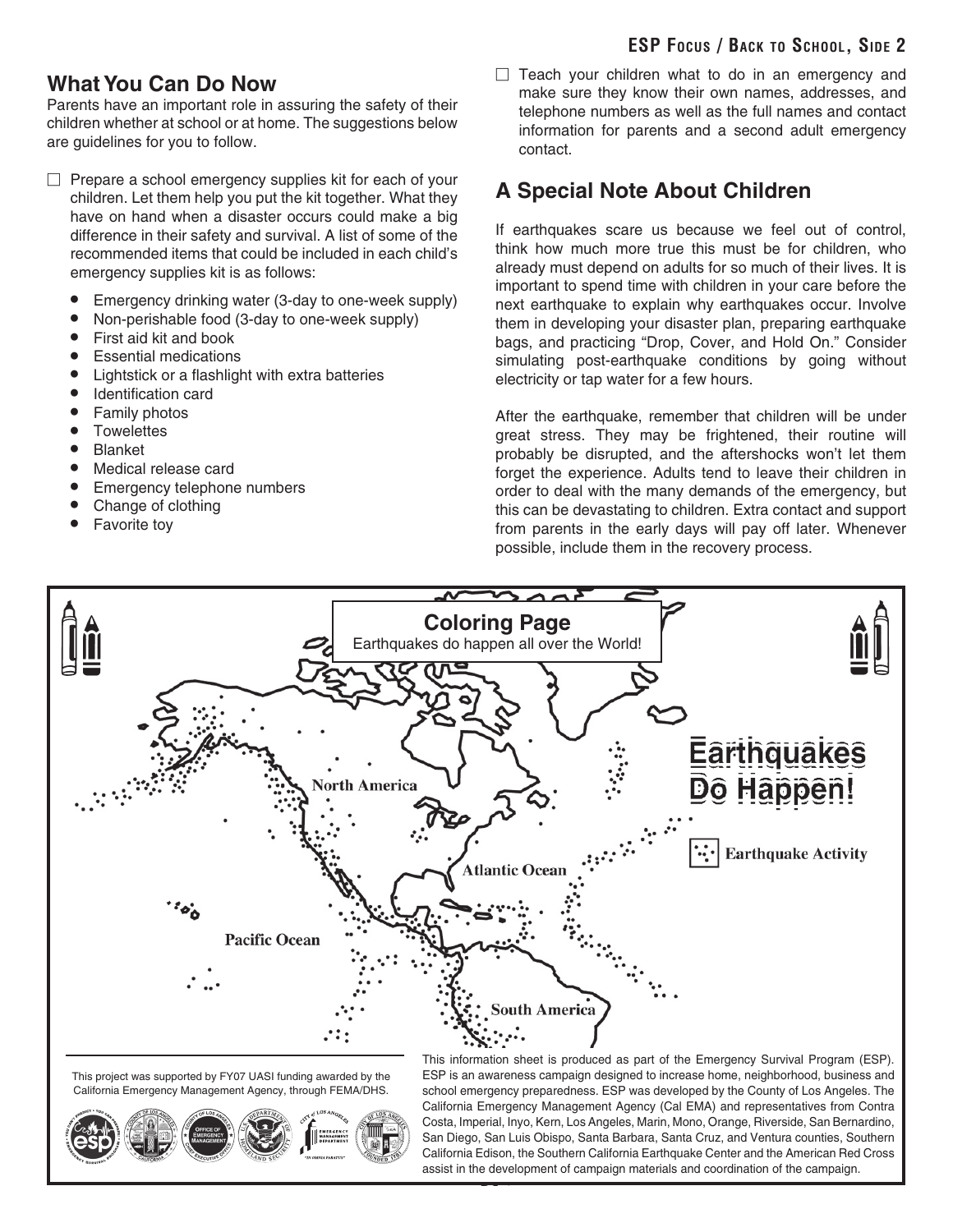## What You Can Do Now

Parents have an important role in assuring the safety of their children whether at school or at home. The suggestions below are guidelines for you to follow.

- ☐ Prepare a school emergency supplies kit for each of your children. Let them help you put the kit together. What they have on hand when a disaster occurs could make a big difference in their safety and survival. A list of some of the recommended items that could be included in each child's emergency supplies kit is as follows:
  - Emergency drinking water (3-day to one-week supply)
  - Non-perishable food (3-day to one-week supply)
  - First aid kit and book
  - Essential medications
  - Lightstick or a flashlight with extra batteries
  - Identification card
  - Family photos
  - Towelettes
  - Blanket
  - Medical release card
  - Emergency telephone numbers
  - Change of clothing
  - Favorite toy
- ☐ Teach your children what to do in an emergency and make sure they know their own names, addresses, and telephone numbers as well as the full names and contact information for parents and a second adult emergency contact.

## A Special Note About Children

If earthquakes scare us because we feel out of control, think how much more true this must be for children, who already must depend on adults for so much of their lives. It is important to spend time with children in your care before the next earthquake to explain why earthquakes occur. Involve them in developing your disaster plan, preparing earthquake bags, and practicing "Drop, Cover, and Hold On." Consider simulating post-earthquake conditions by going without electricity or tap water for a few hours.

After the earthquake, remember that children will be under great stress. They may be frightened, their routine will probably be disrupted, and the aftershocks won't let them forget the experience. Adults tend to leave their children in order to deal with the many demands of the emergency, but this can be devastating to children. Extra contact and support from parents in the early days will pay off later. Whenever possible, include them in the recovery process.

**Coloring Page**

Earthquakes do happen all over the World!

Earthquakes Do Happen!

Earthquake Activity

North America

Atlantic Ocean

Pacific Ocean

South America

This project was supported by FY07 UASI funding awarded by the California Emergency Management Agency, through FEMA/DHS.

This information sheet is produced as part of the Emergency Survival Program (ESP). ESP is an awareness campaign designed to increase home, neighborhood, business and school emergency preparedness. ESP was developed by the County of Los Angeles. The California Emergency Management Agency (Cal EMA) and representatives from Contra Costa, Imperial, Inyo, Kern, Los Angeles, Marin, Mono, Orange, Riverside, San Bernardino, San Diego, San Luis Obispo, Santa Barbara, Santa Cruz, and Ventura counties, Southern California Edison, the Southern California Earthquake Center and the American Red Cross assist in the development of campaign materials and coordination of the campaign.